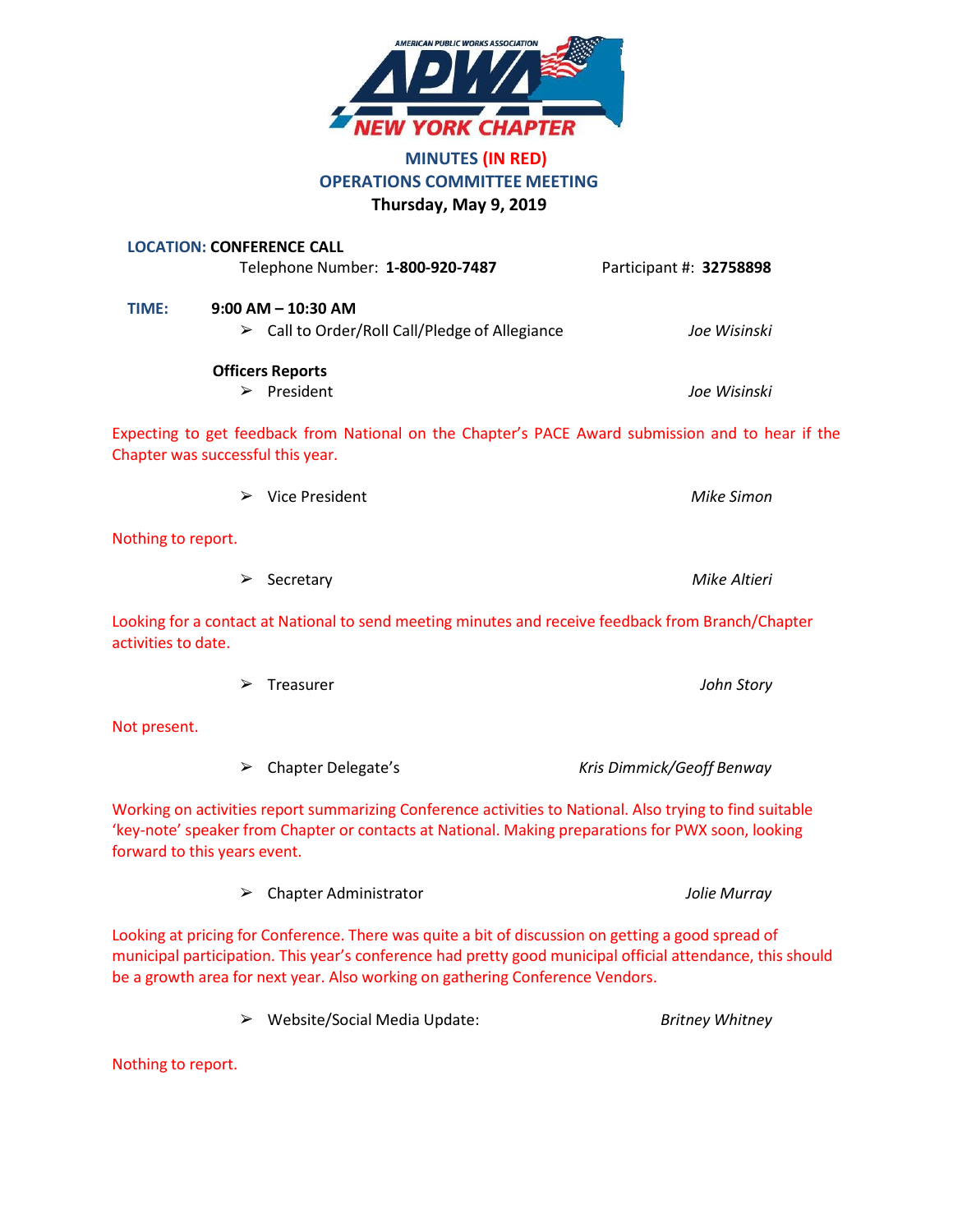AMERICAN PUBLIC WORKS ASSOCIATION
APWA
NEW YORK CHAPTER

# MINUTES (IN RED)
## OPERATIONS COMMITTEE MEETING
**Thursday, May 9, 2019**

**LOCATION: CONFERENCE CALL**
Telephone Number: **1-800-920-7487** Participant #: **32758898**

**TIME:** **9:00 AM – 10:30 AM**

- Call to Order/Roll Call/Pledge of Allegiance — *Joe Wisinski*

**Officers Reports**

- President — *Joe Wisinski*

Expecting to get feedback from National on the Chapter's PACE Award submission and to hear if the Chapter was successful this year.

- Vice President — *Mike Simon*

Nothing to report.

- Secretary — *Mike Altieri*

Looking for a contact at National to send meeting minutes and receive feedback from Branch/Chapter activities to date.

- Treasurer — *John Story*

Not present.

- Chapter Delegate's — *Kris Dimmick/Geoff Benway*

Working on activities report summarizing Conference activities to National. Also trying to find suitable 'key-note' speaker from Chapter or contacts at National. Making preparations for PWX soon, looking forward to this years event.

- Chapter Administrator — *Jolie Murray*

Looking at pricing for Conference. There was quite a bit of discussion on getting a good spread of municipal participation. This year's conference had pretty good municipal official attendance, this should be a growth area for next year. Also working on gathering Conference Vendors.

- Website/Social Media Update: — *Britney Whitney*

Nothing to report.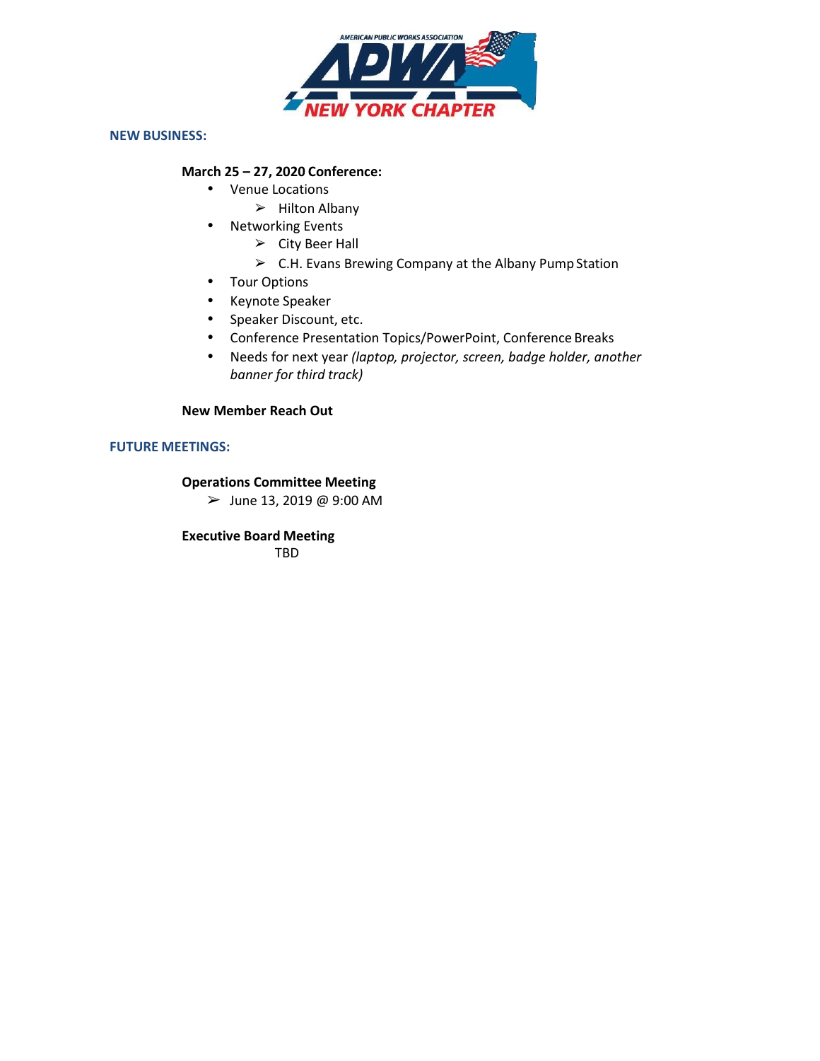## NEW BUSINESS:

**March 25 – 27, 2020 Conference:**

- Venue Locations
  - Hilton Albany
- Networking Events
  - City Beer Hall
  - C.H. Evans Brewing Company at the Albany Pump Station
- Tour Options
- Keynote Speaker
- Speaker Discount, etc.
- Conference Presentation Topics/PowerPoint, Conference Breaks
- Needs for next year *(laptop, projector, screen, badge holder, another banner for third track)*

**New Member Reach Out**

## FUTURE MEETINGS:

**Operations Committee Meeting**

- June 13, 2019 @ 9:00 AM

**Executive Board Meeting**

TBD